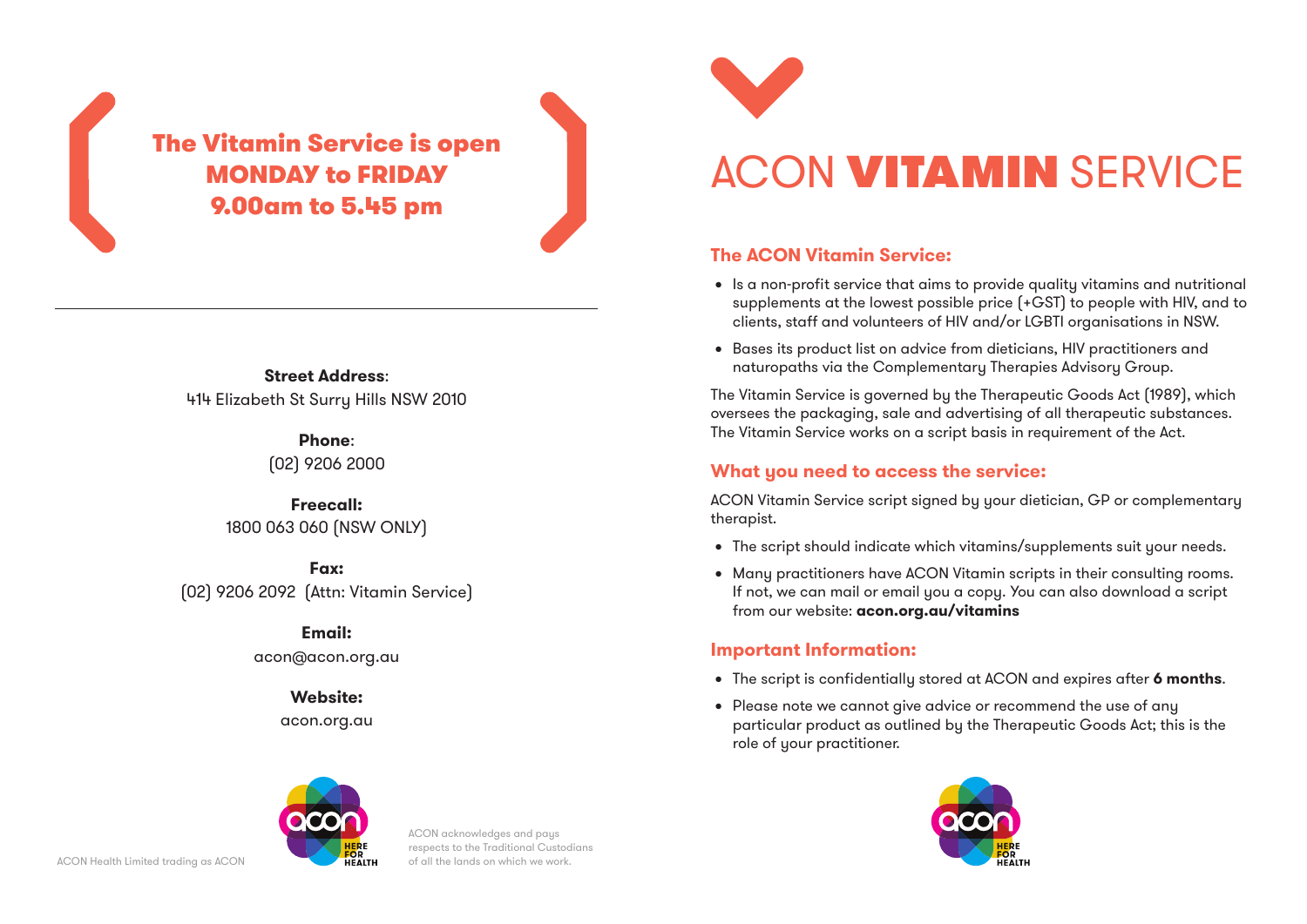**The Vitamin Service is open**
**MONDAY to FRIDAY**
**9.00am to 5.45 pm**

---

**Street Address**:
414 Elizabeth St Surry Hills NSW 2010

**Phone**:
(02) 9206 2000

**Freecall:**
1800 063 060 (NSW ONLY)

**Fax:**
(02) 9206 2092 (Attn: Vitamin Service)

**Email:**
acon@acon.org.au

**Website:**
acon.org.au

ACON Health Limited trading as ACON

ACON acknowledges and pays respects to the Traditional Custodians of all the lands on which we work.

# ACON **VITAMIN** SERVICE

## The ACON Vitamin Service:

- Is a non-profit service that aims to provide quality vitamins and nutritional supplements at the lowest possible price (+GST) to people with HIV, and to clients, staff and volunteers of HIV and/or LGBTI organisations in NSW.
- Bases its product list on advice from dieticians, HIV practitioners and naturopaths via the Complementary Therapies Advisory Group.

The Vitamin Service is governed by the Therapeutic Goods Act (1989), which oversees the packaging, sale and advertising of all therapeutic substances. The Vitamin Service works on a script basis in requirement of the Act.

## What you need to access the service:

ACON Vitamin Service script signed by your dietician, GP or complementary therapist.

- The script should indicate which vitamins/supplements suit your needs.
- Many practitioners have ACON Vitamin scripts in their consulting rooms. If not, we can mail or email you a copy. You can also download a script from our website: **acon.org.au/vitamins**

## Important Information:

- The script is confidentially stored at ACON and expires after **6 months**.
- Please note we cannot give advice or recommend the use of any particular product as outlined by the Therapeutic Goods Act; this is the role of your practitioner.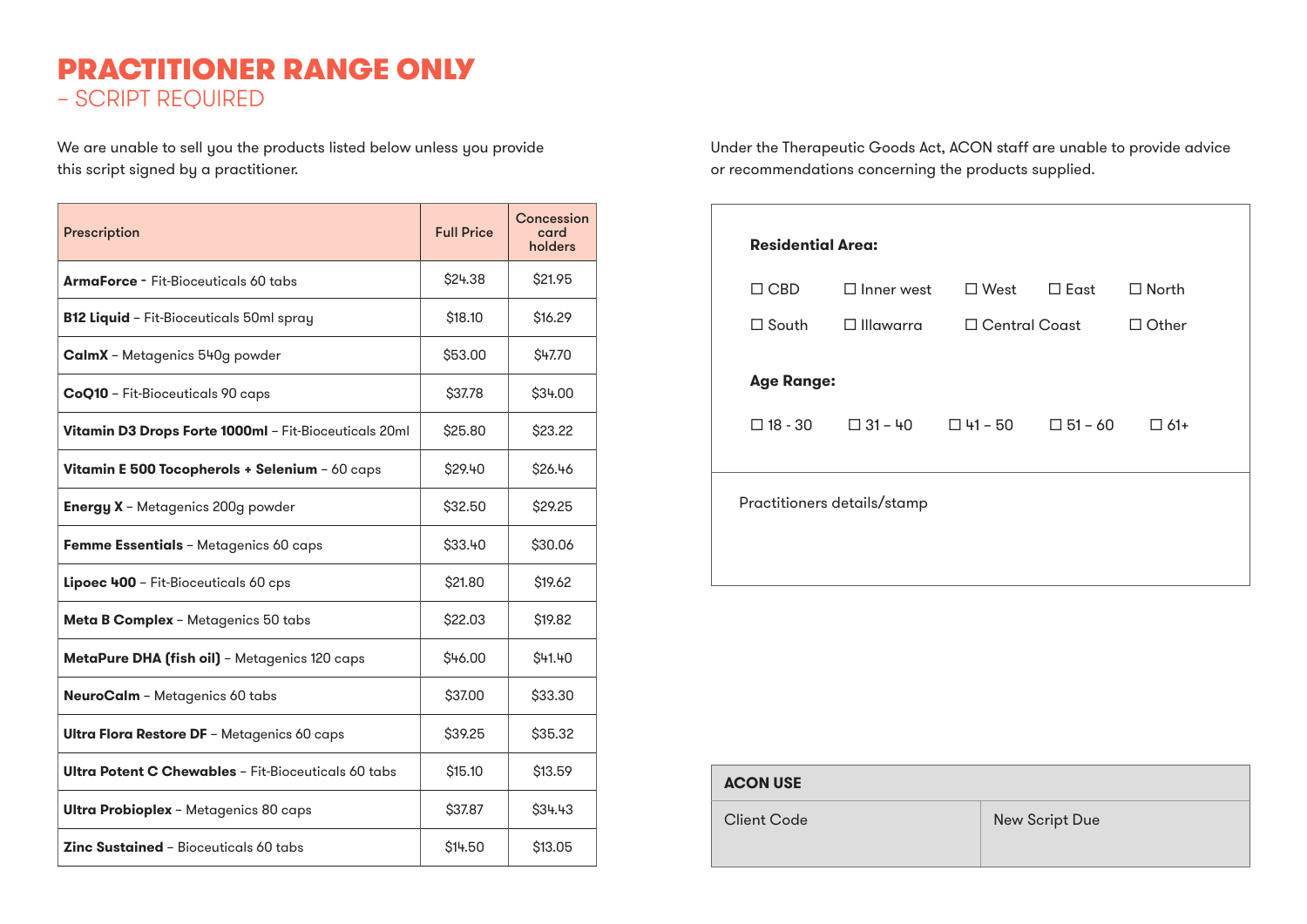# PRACTITIONER RANGE ONLY

## – SCRIPT REQUIRED

We are unable to sell you the products listed below unless you provide this script signed by a practitioner.

| Prescription | Full Price | Concession card holders |
|---|---|---|
| **ArmaForce** - Fit-Bioceuticals 60 tabs | $24.38 | $21.95 |
| **B12 Liquid** – Fit-Bioceuticals 50ml spray | $18.10 | $16.29 |
| **CalmX** – Metagenics 540g powder | $53.00 | $47.70 |
| **CoQ10** – Fit-Bioceuticals 90 caps | $37.78 | $34.00 |
| **Vitamin D3 Drops Forte 1000ml** – Fit-Bioceuticals 20ml | $25.80 | $23.22 |
| **Vitamin E 500 Tocopherols + Selenium** – 60 caps | $29.40 | $26.46 |
| **Energy X** – Metagenics 200g powder | $32.50 | $29.25 |
| **Femme Essentials** – Metagenics 60 caps | $33.40 | $30.06 |
| **Lipoec 400** – Fit-Bioceuticals 60 cps | $21.80 | $19.62 |
| **Meta B Complex** – Metagenics 50 tabs | $22.03 | $19.82 |
| **MetaPure DHA (fish oil)** – Metagenics 120 caps | $46.00 | $41.40 |
| **NeuroCalm** – Metagenics 60 tabs | $37.00 | $33.30 |
| **Ultra Flora Restore DF** – Metagenics 60 caps | $39.25 | $35.32 |
| **Ultra Potent C Chewables** – Fit-Bioceuticals 60 tabs | $15.10 | $13.59 |
| **Ultra Probioplex** – Metagenics 80 caps | $37.87 | $34.43 |
| **Zinc Sustained** – Bioceuticals 60 tabs | $14.50 | $13.05 |

Under the Therapeutic Goods Act, ACON staff are unable to provide advice or recommendations concerning the products supplied.

**Residential Area:**

☐ CBD ☐ Inner west ☐ West ☐ East ☐ North

☐ South ☐ Illawarra ☐ Central Coast ☐ Other

**Age Range:**

☐ 18 - 30 ☐ 31 – 40 ☐ 41 – 50 ☐ 51 – 60 ☐ 61+

Practitioners details/stamp

| **ACON USE** | |
|---|---|
| Client Code | New Script Due |